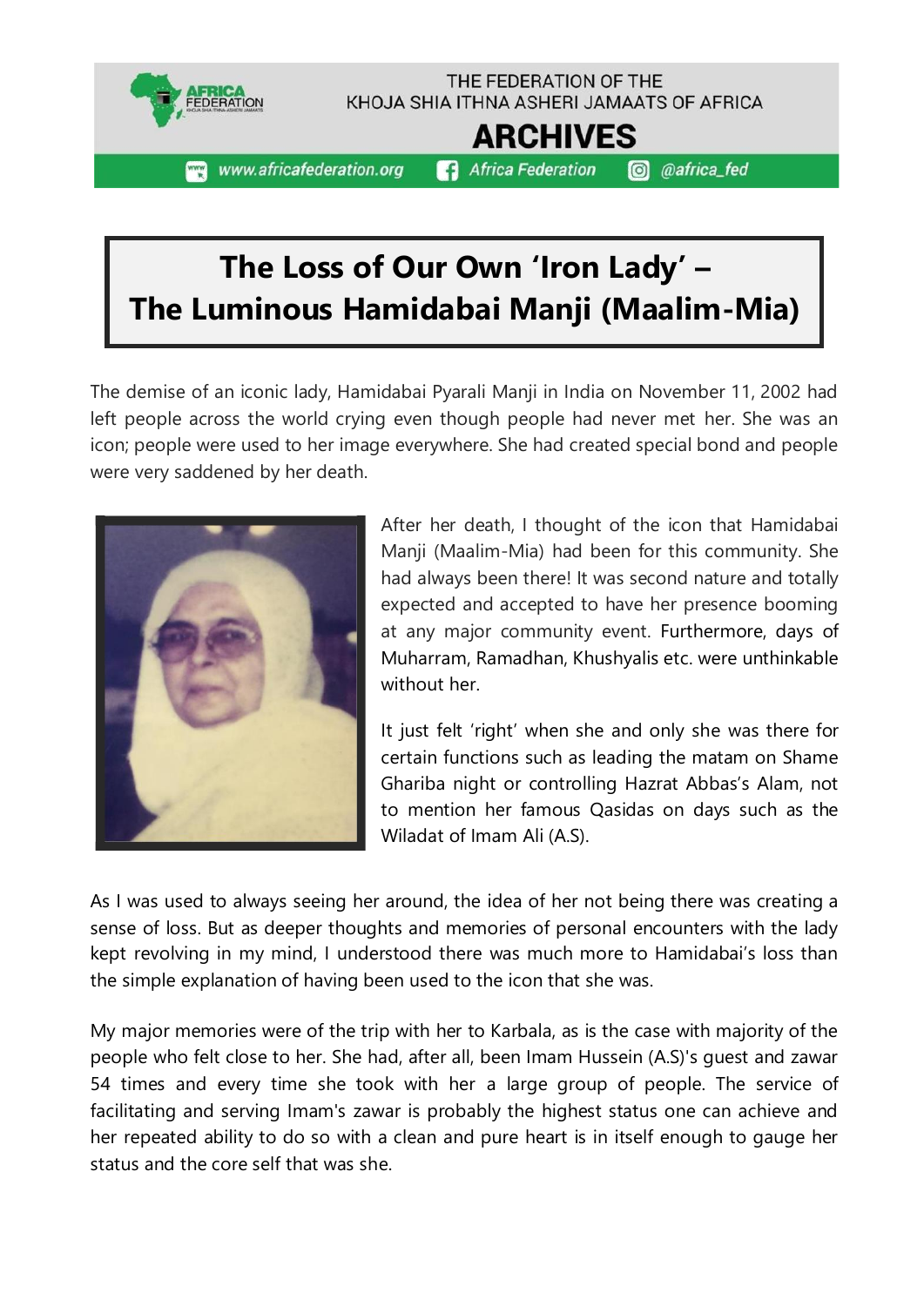# The Loss of Our Own 'Iron Lady' – The Luminous Hamidabai Manji (Maalim-Mia)

The demise of an iconic lady, Hamidabai Pyarali Manji in India on November 11, 2002 had left people across the world crying even though people had never met her. She was an icon; people were used to her image everywhere. She had created special bond and people were very saddened by her death.

After her death, I thought of the icon that Hamidabai Manji (Maalim-Mia) had been for this community. She had always been there! It was second nature and totally expected and accepted to have her presence booming at any major community event. Furthermore, days of Muharram, Ramadhan, Khushyalis etc. were unthinkable without her.

It just felt 'right' when she and only she was there for certain functions such as leading the matam on Shame Ghariba night or controlling Hazrat Abbas's Alam, not to mention her famous Qasidas on days such as the Wiladat of Imam Ali (A.S).

As I was used to always seeing her around, the idea of her not being there was creating a sense of loss. But as deeper thoughts and memories of personal encounters with the lady kept revolving in my mind, I understood there was much more to Hamidabai's loss than the simple explanation of having been used to the icon that she was.

My major memories were of the trip with her to Karbala, as is the case with majority of the people who felt close to her. She had, after all, been Imam Hussein (A.S)'s guest and zawar 54 times and every time she took with her a large group of people. The service of facilitating and serving Imam's zawar is probably the highest status one can achieve and her repeated ability to do so with a clean and pure heart is in itself enough to gauge her status and the core self that was she.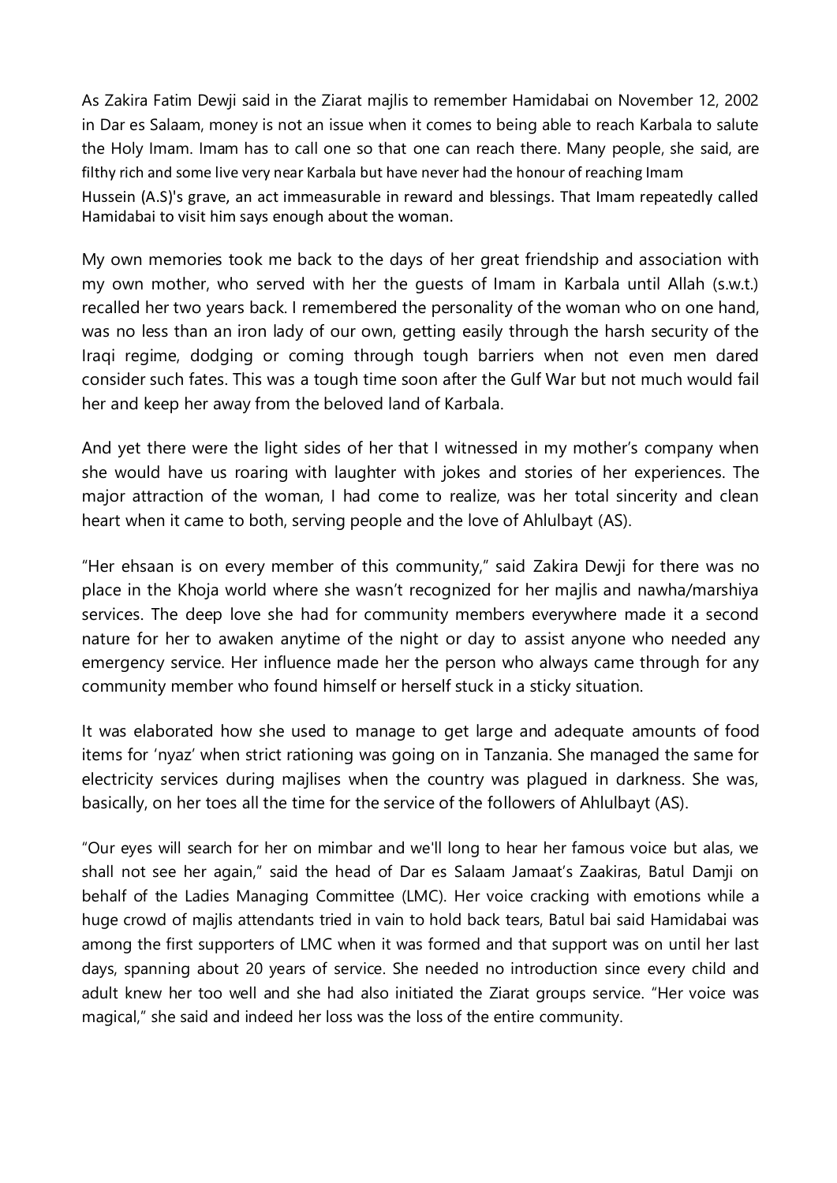As Zakira Fatim Dewji said in the Ziarat majlis to remember Hamidabai on November 12, 2002 in Dar es Salaam, money is not an issue when it comes to being able to reach Karbala to salute the Holy Imam. Imam has to call one so that one can reach there. Many people, she said, are filthy rich and some live very near Karbala but have never had the honour of reaching Imam Hussein (A.S)'s grave, an act immeasurable in reward and blessings. That Imam repeatedly called Hamidabai to visit him says enough about the woman.

My own memories took me back to the days of her great friendship and association with my own mother, who served with her the guests of Imam in Karbala until Allah (s.w.t.) recalled her two years back. I remembered the personality of the woman who on one hand, was no less than an iron lady of our own, getting easily through the harsh security of the Iraqi regime, dodging or coming through tough barriers when not even men dared consider such fates. This was a tough time soon after the Gulf War but not much would fail her and keep her away from the beloved land of Karbala.

And yet there were the light sides of her that I witnessed in my mother's company when she would have us roaring with laughter with jokes and stories of her experiences. The major attraction of the woman, I had come to realize, was her total sincerity and clean heart when it came to both, serving people and the love of Ahlulbayt (AS).

"Her ehsaan is on every member of this community," said Zakira Dewji for there was no place in the Khoja world where she wasn't recognized for her majlis and nawha/marshiya services. The deep love she had for community members everywhere made it a second nature for her to awaken anytime of the night or day to assist anyone who needed any emergency service. Her influence made her the person who always came through for any community member who found himself or herself stuck in a sticky situation.

It was elaborated how she used to manage to get large and adequate amounts of food items for 'nyaz' when strict rationing was going on in Tanzania. She managed the same for electricity services during majlises when the country was plagued in darkness. She was, basically, on her toes all the time for the service of the followers of Ahlulbayt (AS).

"Our eyes will search for her on mimbar and we'll long to hear her famous voice but alas, we shall not see her again," said the head of Dar es Salaam Jamaat's Zaakiras, Batul Damji on behalf of the Ladies Managing Committee (LMC). Her voice cracking with emotions while a huge crowd of majlis attendants tried in vain to hold back tears, Batul bai said Hamidabai was among the first supporters of LMC when it was formed and that support was on until her last days, spanning about 20 years of service. She needed no introduction since every child and adult knew her too well and she had also initiated the Ziarat groups service. "Her voice was magical," she said and indeed her loss was the loss of the entire community.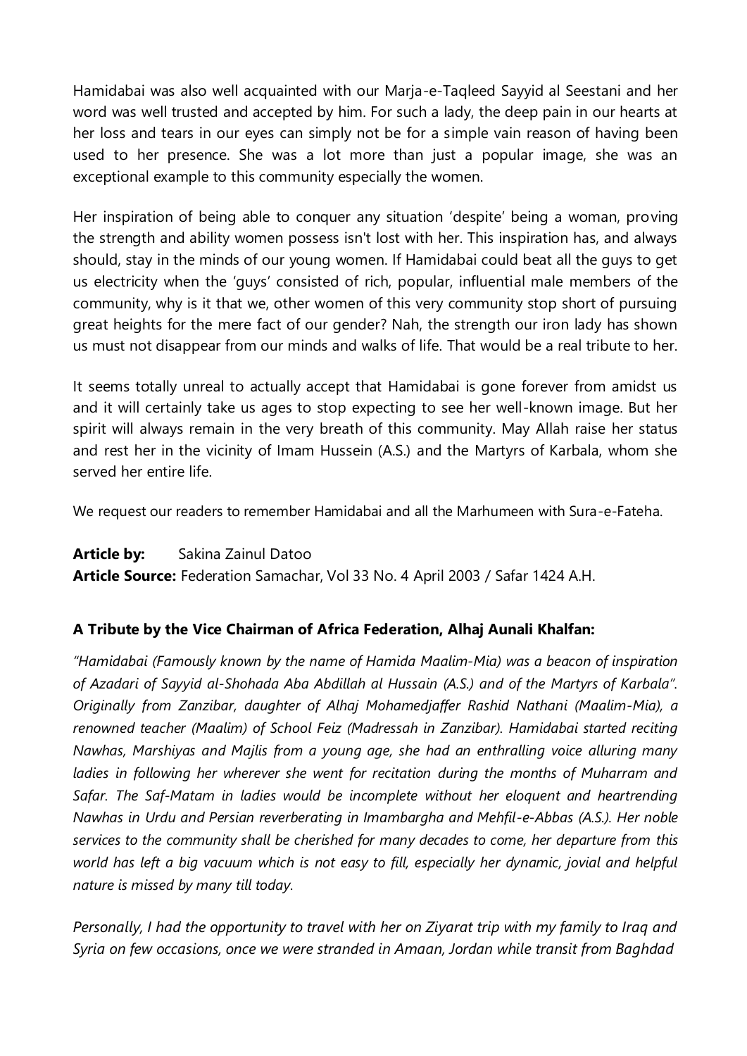Hamidabai was also well acquainted with our Marja-e-Taqleed Sayyid al Seestani and her word was well trusted and accepted by him. For such a lady, the deep pain in our hearts at her loss and tears in our eyes can simply not be for a simple vain reason of having been used to her presence. She was a lot more than just a popular image, she was an exceptional example to this community especially the women.

Her inspiration of being able to conquer any situation 'despite' being a woman, proving the strength and ability women possess isn't lost with her. This inspiration has, and always should, stay in the minds of our young women. If Hamidabai could beat all the guys to get us electricity when the 'guys' consisted of rich, popular, influential male members of the community, why is it that we, other women of this very community stop short of pursuing great heights for the mere fact of our gender? Nah, the strength our iron lady has shown us must not disappear from our minds and walks of life. That would be a real tribute to her.

It seems totally unreal to actually accept that Hamidabai is gone forever from amidst us and it will certainly take us ages to stop expecting to see her well-known image. But her spirit will always remain in the very breath of this community. May Allah raise her status and rest her in the vicinity of Imam Hussein (A.S.) and the Martyrs of Karbala, whom she served her entire life.

We request our readers to remember Hamidabai and all the Marhumeen with Sura-e-Fateha.

**Article by:** Sakina Zainul Datoo
**Article Source:** Federation Samachar, Vol 33 No. 4 April 2003 / Safar 1424 A.H.

**A Tribute by the Vice Chairman of Africa Federation, Alhaj Aunali Khalfan:**

*"Hamidabai (Famously known by the name of Hamida Maalim-Mia) was a beacon of inspiration of Azadari of Sayyid al-Shohada Aba Abdillah al Hussain (A.S.) and of the Martyrs of Karbala". Originally from Zanzibar, daughter of Alhaj Mohamedjaffer Rashid Nathani (Maalim-Mia), a renowned teacher (Maalim) of School Feiz (Madressah in Zanzibar). Hamidabai started reciting Nawhas, Marshiyas and Majlis from a young age, she had an enthralling voice alluring many ladies in following her wherever she went for recitation during the months of Muharram and Safar. The Saf-Matam in ladies would be incomplete without her eloquent and heartrending Nawhas in Urdu and Persian reverberating in Imambargha and Mehfil-e-Abbas (A.S.). Her noble services to the community shall be cherished for many decades to come, her departure from this world has left a big vacuum which is not easy to fill, especially her dynamic, jovial and helpful nature is missed by many till today.*

*Personally, I had the opportunity to travel with her on Ziyarat trip with my family to Iraq and Syria on few occasions, once we were stranded in Amaan, Jordan while transit from Baghdad*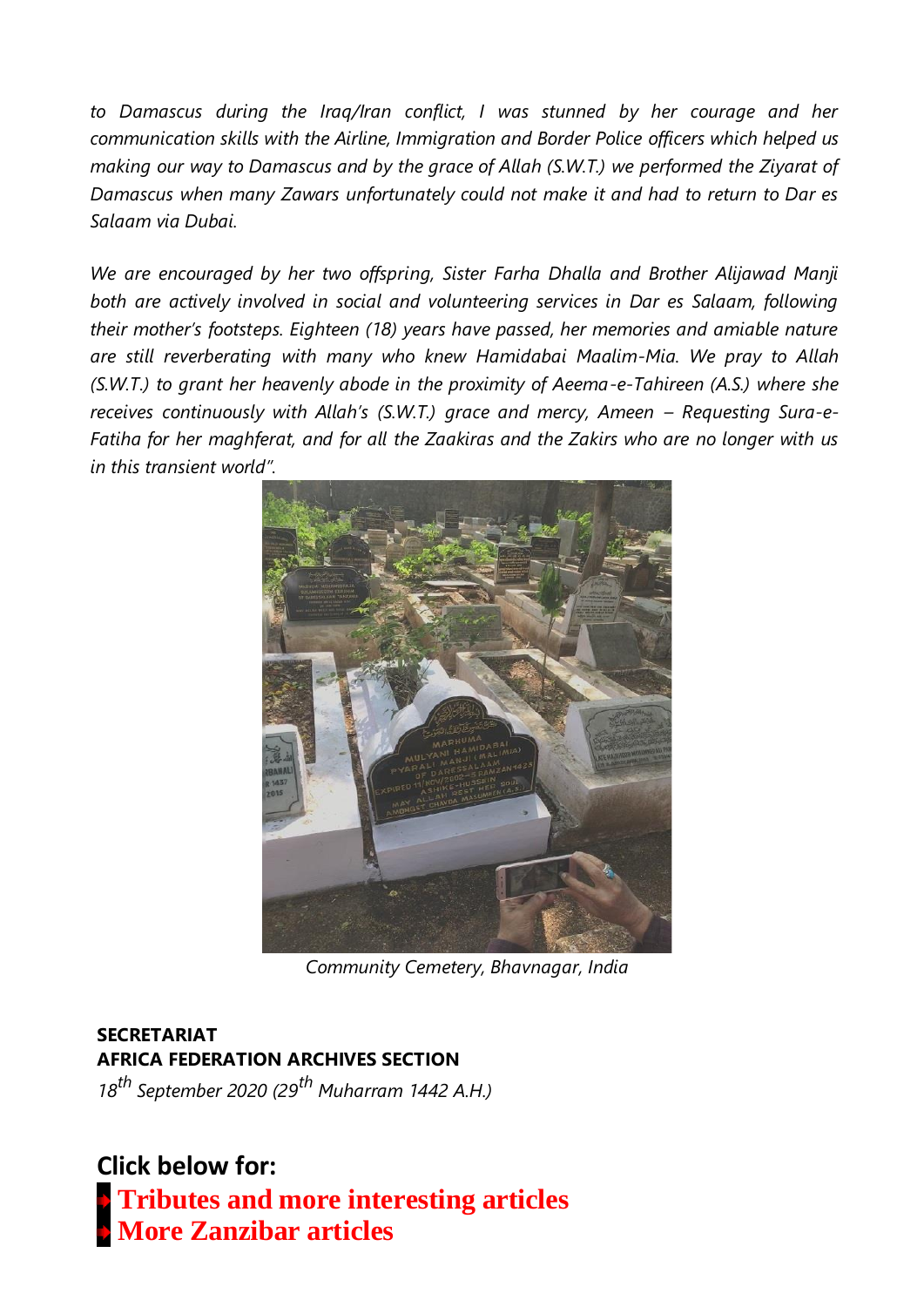*to Damascus during the Iraq/Iran conflict, I was stunned by her courage and her communication skills with the Airline, Immigration and Border Police officers which helped us making our way to Damascus and by the grace of Allah (S.W.T.) we performed the Ziyarat of Damascus when many Zawars unfortunately could not make it and had to return to Dar es Salaam via Dubai.*

*We are encouraged by her two offspring, Sister Farha Dhalla and Brother Alijawad Manji both are actively involved in social and volunteering services in Dar es Salaam, following their mother's footsteps. Eighteen (18) years have passed, her memories and amiable nature are still reverberating with many who knew Hamidabai Maalim-Mia. We pray to Allah (S.W.T.) to grant her heavenly abode in the proximity of Aeema-e-Tahireen (A.S.) where she receives continuously with Allah's (S.W.T.) grace and mercy, Ameen – Requesting Sura-e-Fatiha for her maghferat, and for all the Zaakiras and the Zakirs who are no longer with us in this transient world".*

*Community Cemetery, Bhavnagar, India*

**SECRETARIAT**
**AFRICA FEDERATION ARCHIVES SECTION**
*18th September 2020 (29th Muharram 1442 A.H.)*

**Click below for:**

- **Tributes and more interesting articles**
- **More Zanzibar articles**